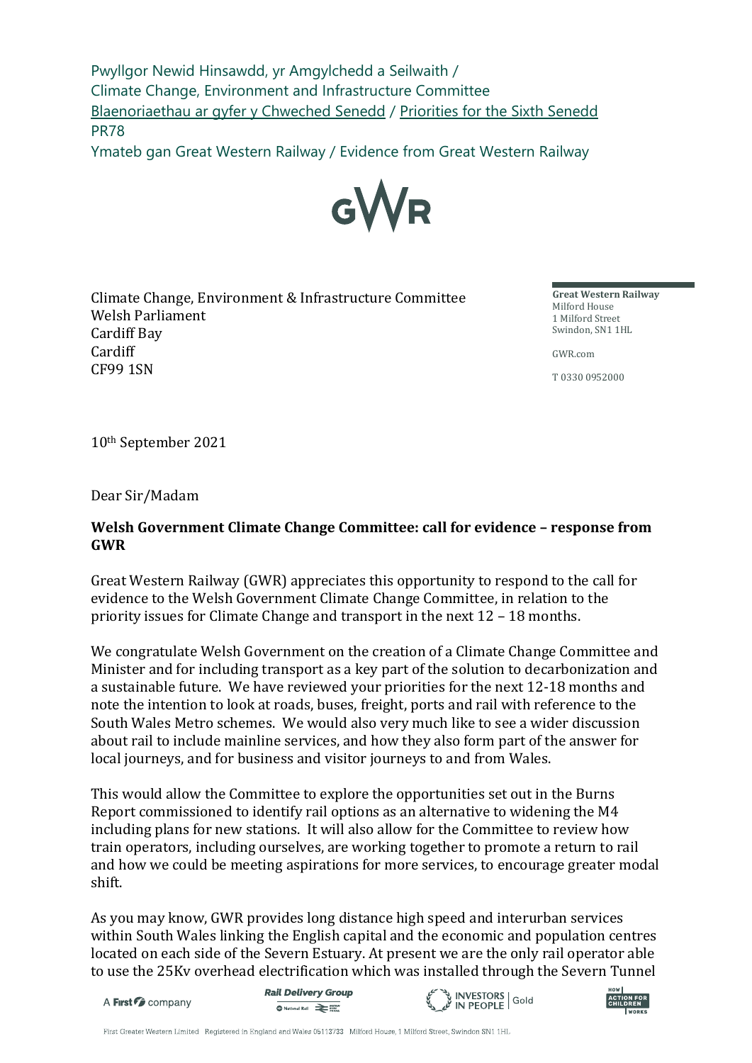Pwyllgor Newid Hinsawdd, yr Amgylchedd a Seilwaith /
Climate Change, Environment and Infrastructure Committee
Blaenoriaethau ar gyfer y Chweched Senedd / Priorities for the Sixth Senedd
PR78
Ymateb gan Great Western Railway / Evidence from Great Western Railway

GWR

Climate Change, Environment & Infrastructure Committee
Welsh Parliament
Cardiff Bay
Cardiff
CF99 1SN

**Great Western Railway**
Milford House
1 Milford Street
Swindon, SN1 1HL

GWR.com

T 0330 0952000

10th September 2021

Dear Sir/Madam

**Welsh Government Climate Change Committee: call for evidence – response from GWR**

Great Western Railway (GWR) appreciates this opportunity to respond to the call for evidence to the Welsh Government Climate Change Committee, in relation to the priority issues for Climate Change and transport in the next 12 – 18 months.

We congratulate Welsh Government on the creation of a Climate Change Committee and Minister and for including transport as a key part of the solution to decarbonization and a sustainable future. We have reviewed your priorities for the next 12-18 months and note the intention to look at roads, buses, freight, ports and rail with reference to the South Wales Metro schemes. We would also very much like to see a wider discussion about rail to include mainline services, and how they also form part of the answer for local journeys, and for business and visitor journeys to and from Wales.

This would allow the Committee to explore the opportunities set out in the Burns Report commissioned to identify rail options as an alternative to widening the M4 including plans for new stations. It will also allow for the Committee to review how train operators, including ourselves, are working together to promote a return to rail and how we could be meeting aspirations for more services, to encourage greater modal shift.

As you may know, GWR provides long distance high speed and interurban services within South Wales linking the English capital and the economic and population centres located on each side of the Severn Estuary. At present we are the only rail operator able to use the 25Kv overhead electrification which was installed through the Severn Tunnel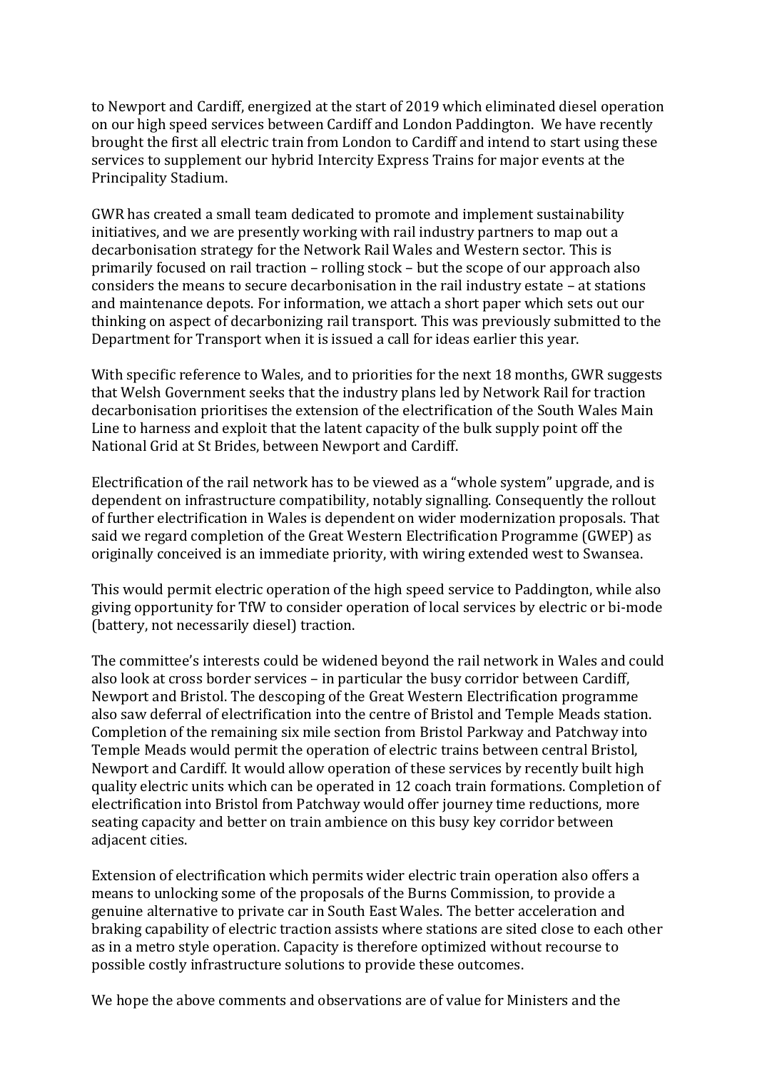to Newport and Cardiff, energized at the start of 2019 which eliminated diesel operation on our high speed services between Cardiff and London Paddington. We have recently brought the first all electric train from London to Cardiff and intend to start using these services to supplement our hybrid Intercity Express Trains for major events at the Principality Stadium.

GWR has created a small team dedicated to promote and implement sustainability initiatives, and we are presently working with rail industry partners to map out a decarbonisation strategy for the Network Rail Wales and Western sector. This is primarily focused on rail traction – rolling stock – but the scope of our approach also considers the means to secure decarbonisation in the rail industry estate – at stations and maintenance depots. For information, we attach a short paper which sets out our thinking on aspect of decarbonizing rail transport. This was previously submitted to the Department for Transport when it is issued a call for ideas earlier this year.

With specific reference to Wales, and to priorities for the next 18 months, GWR suggests that Welsh Government seeks that the industry plans led by Network Rail for traction decarbonisation prioritises the extension of the electrification of the South Wales Main Line to harness and exploit that the latent capacity of the bulk supply point off the National Grid at St Brides, between Newport and Cardiff.

Electrification of the rail network has to be viewed as a "whole system" upgrade, and is dependent on infrastructure compatibility, notably signalling. Consequently the rollout of further electrification in Wales is dependent on wider modernization proposals. That said we regard completion of the Great Western Electrification Programme (GWEP) as originally conceived is an immediate priority, with wiring extended west to Swansea.

This would permit electric operation of the high speed service to Paddington, while also giving opportunity for TfW to consider operation of local services by electric or bi-mode (battery, not necessarily diesel) traction.

The committee's interests could be widened beyond the rail network in Wales and could also look at cross border services – in particular the busy corridor between Cardiff, Newport and Bristol. The descoping of the Great Western Electrification programme also saw deferral of electrification into the centre of Bristol and Temple Meads station. Completion of the remaining six mile section from Bristol Parkway and Patchway into Temple Meads would permit the operation of electric trains between central Bristol, Newport and Cardiff. It would allow operation of these services by recently built high quality electric units which can be operated in 12 coach train formations. Completion of electrification into Bristol from Patchway would offer journey time reductions, more seating capacity and better on train ambience on this busy key corridor between adjacent cities.

Extension of electrification which permits wider electric train operation also offers a means to unlocking some of the proposals of the Burns Commission, to provide a genuine alternative to private car in South East Wales. The better acceleration and braking capability of electric traction assists where stations are sited close to each other as in a metro style operation. Capacity is therefore optimized without recourse to possible costly infrastructure solutions to provide these outcomes.

We hope the above comments and observations are of value for Ministers and the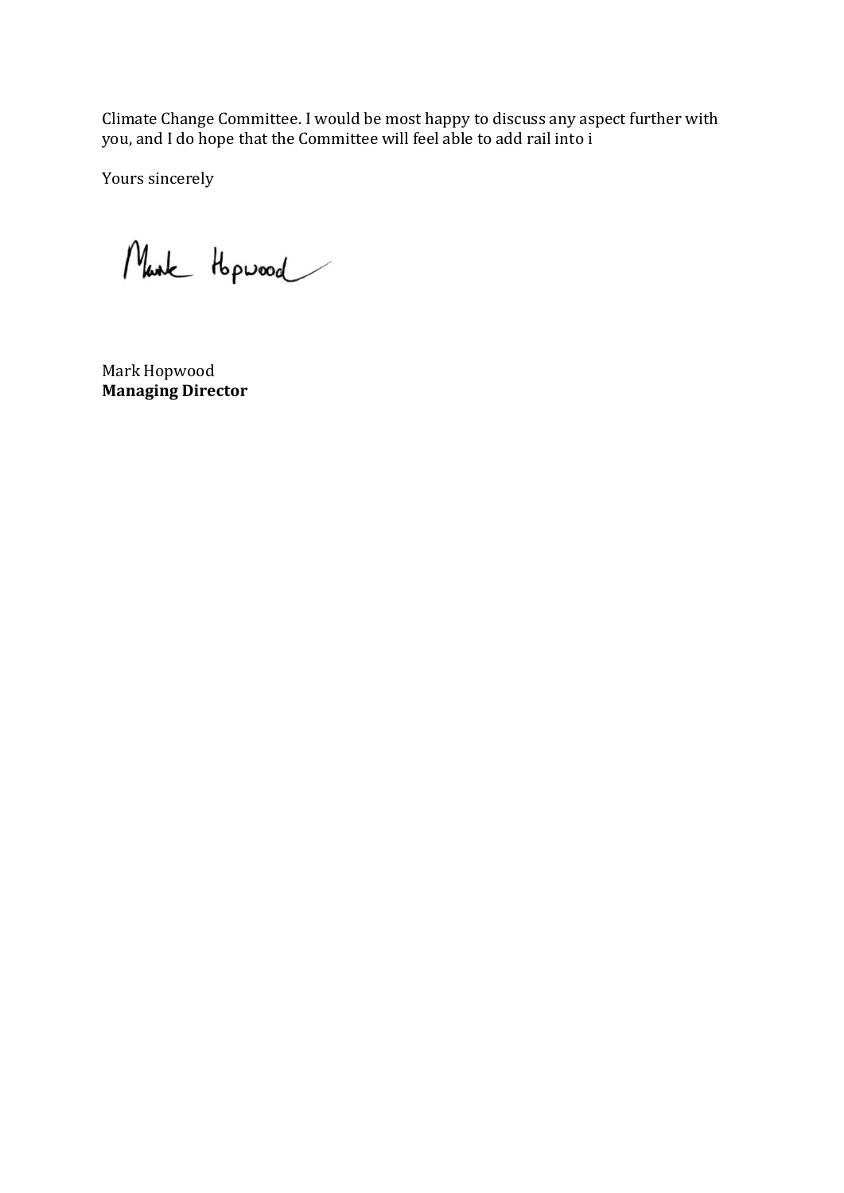Climate Change Committee. I would be most happy to discuss any aspect further with you, and I do hope that the Committee will feel able to add rail into i

Yours sincerely

Mark Hopwood
**Managing Director**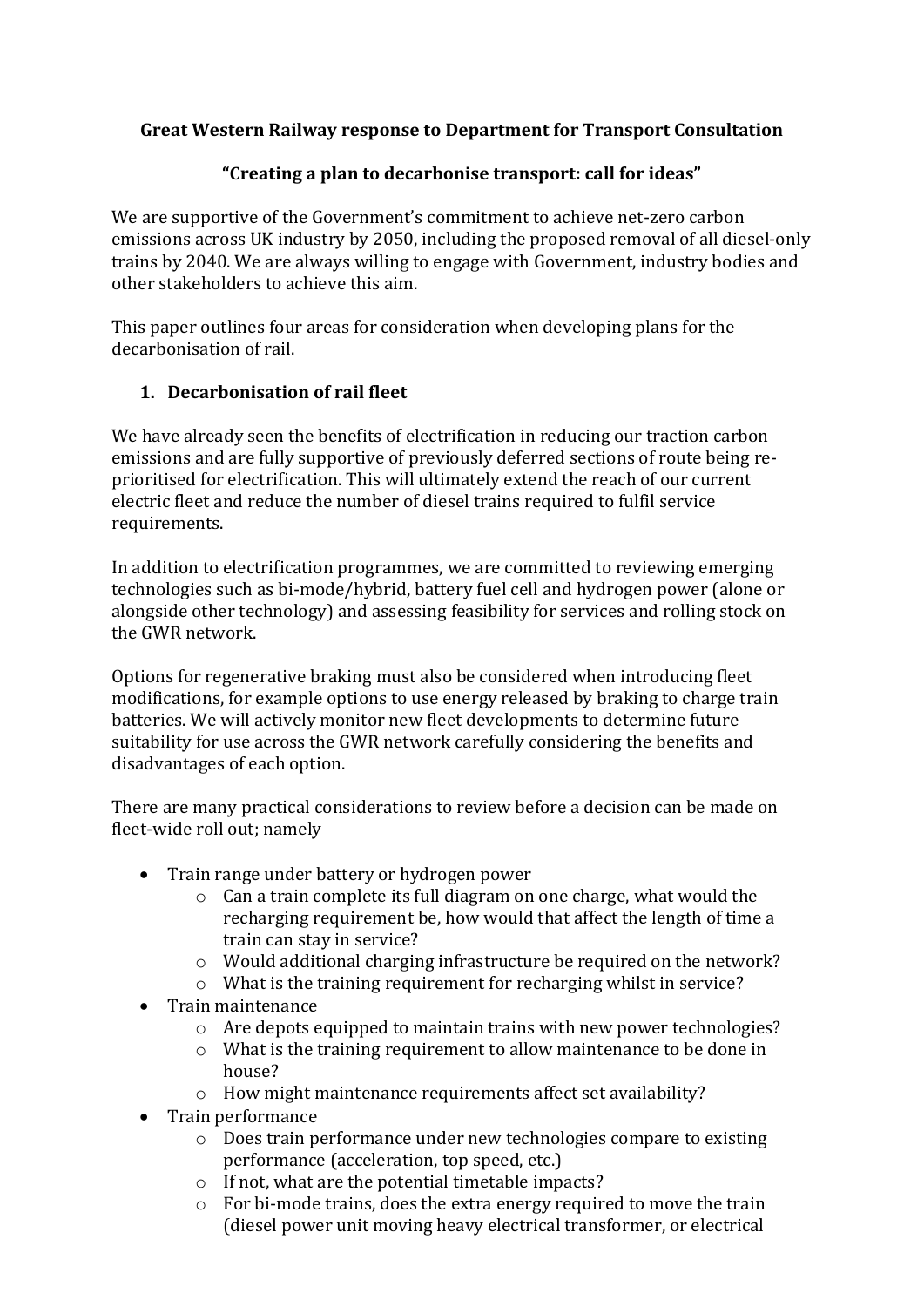**Great Western Railway response to Department for Transport Consultation**

**"Creating a plan to decarbonise transport: call for ideas"**

We are supportive of the Government's commitment to achieve net-zero carbon emissions across UK industry by 2050, including the proposed removal of all diesel-only trains by 2040. We are always willing to engage with Government, industry bodies and other stakeholders to achieve this aim.

This paper outlines four areas for consideration when developing plans for the decarbonisation of rail.

1. **Decarbonisation of rail fleet**

We have already seen the benefits of electrification in reducing our traction carbon emissions and are fully supportive of previously deferred sections of route being re-prioritised for electrification. This will ultimately extend the reach of our current electric fleet and reduce the number of diesel trains required to fulfil service requirements.

In addition to electrification programmes, we are committed to reviewing emerging technologies such as bi-mode/hybrid, battery fuel cell and hydrogen power (alone or alongside other technology) and assessing feasibility for services and rolling stock on the GWR network.

Options for regenerative braking must also be considered when introducing fleet modifications, for example options to use energy released by braking to charge train batteries. We will actively monitor new fleet developments to determine future suitability for use across the GWR network carefully considering the benefits and disadvantages of each option.

There are many practical considerations to review before a decision can be made on fleet-wide roll out; namely

- Train range under battery or hydrogen power
  - Can a train complete its full diagram on one charge, what would the recharging requirement be, how would that affect the length of time a train can stay in service?
  - Would additional charging infrastructure be required on the network?
  - What is the training requirement for recharging whilst in service?
- Train maintenance
  - Are depots equipped to maintain trains with new power technologies?
  - What is the training requirement to allow maintenance to be done in house?
  - How might maintenance requirements affect set availability?
- Train performance
  - Does train performance under new technologies compare to existing performance (acceleration, top speed, etc.)
  - If not, what are the potential timetable impacts?
  - For bi-mode trains, does the extra energy required to move the train (diesel power unit moving heavy electrical transformer, or electrical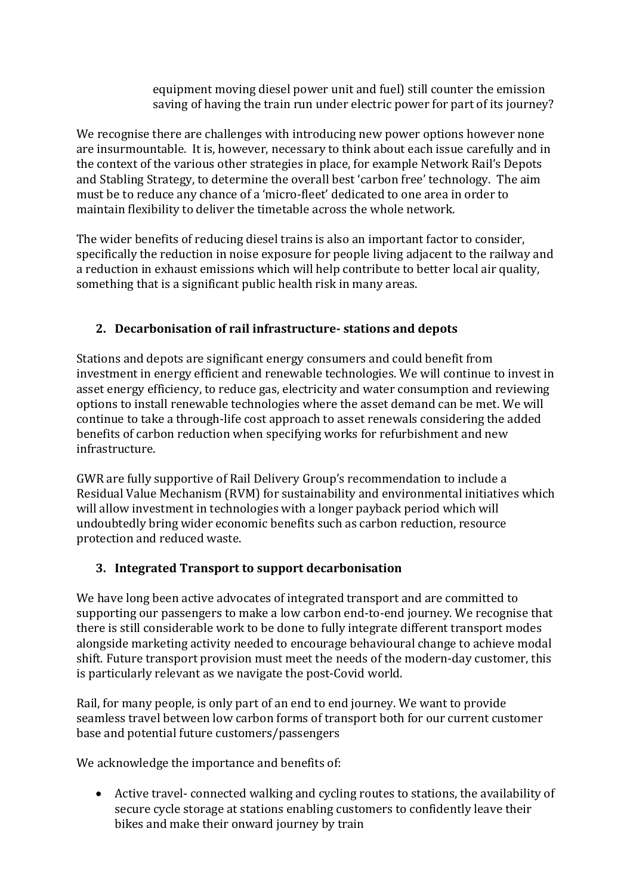equipment moving diesel power unit and fuel) still counter the emission saving of having the train run under electric power for part of its journey?

We recognise there are challenges with introducing new power options however none are insurmountable. It is, however, necessary to think about each issue carefully and in the context of the various other strategies in place, for example Network Rail's Depots and Stabling Strategy, to determine the overall best 'carbon free' technology. The aim must be to reduce any chance of a 'micro-fleet' dedicated to one area in order to maintain flexibility to deliver the timetable across the whole network.

The wider benefits of reducing diesel trains is also an important factor to consider, specifically the reduction in noise exposure for people living adjacent to the railway and a reduction in exhaust emissions which will help contribute to better local air quality, something that is a significant public health risk in many areas.

## 2. Decarbonisation of rail infrastructure- stations and depots

Stations and depots are significant energy consumers and could benefit from investment in energy efficient and renewable technologies. We will continue to invest in asset energy efficiency, to reduce gas, electricity and water consumption and reviewing options to install renewable technologies where the asset demand can be met. We will continue to take a through-life cost approach to asset renewals considering the added benefits of carbon reduction when specifying works for refurbishment and new infrastructure.

GWR are fully supportive of Rail Delivery Group's recommendation to include a Residual Value Mechanism (RVM) for sustainability and environmental initiatives which will allow investment in technologies with a longer payback period which will undoubtedly bring wider economic benefits such as carbon reduction, resource protection and reduced waste.

## 3. Integrated Transport to support decarbonisation

We have long been active advocates of integrated transport and are committed to supporting our passengers to make a low carbon end-to-end journey. We recognise that there is still considerable work to be done to fully integrate different transport modes alongside marketing activity needed to encourage behavioural change to achieve modal shift. Future transport provision must meet the needs of the modern-day customer, this is particularly relevant as we navigate the post-Covid world.

Rail, for many people, is only part of an end to end journey. We want to provide seamless travel between low carbon forms of transport both for our current customer base and potential future customers/passengers

We acknowledge the importance and benefits of:

- Active travel- connected walking and cycling routes to stations, the availability of secure cycle storage at stations enabling customers to confidently leave their bikes and make their onward journey by train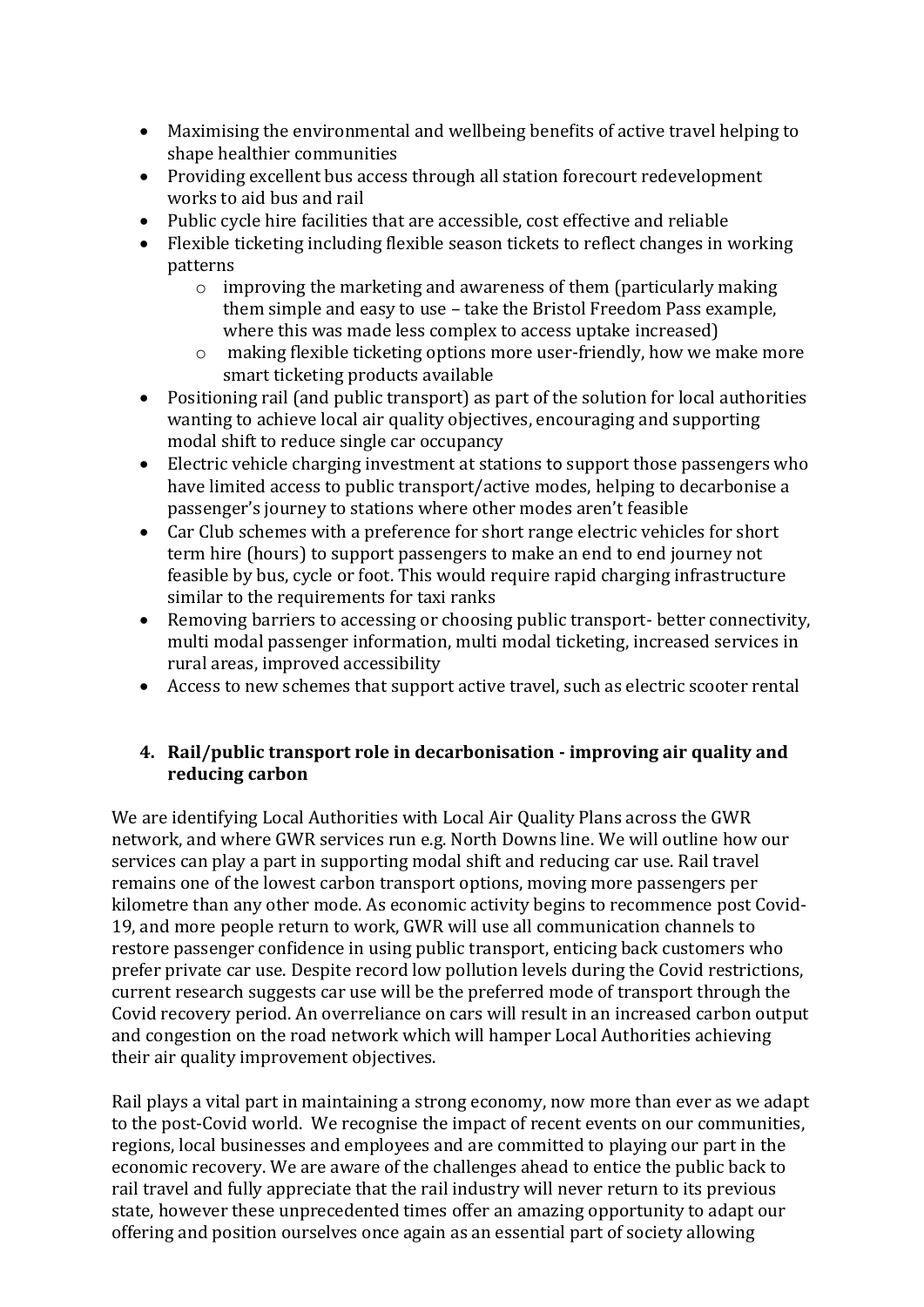- Maximising the environmental and wellbeing benefits of active travel helping to shape healthier communities
- Providing excellent bus access through all station forecourt redevelopment works to aid bus and rail
- Public cycle hire facilities that are accessible, cost effective and reliable
- Flexible ticketing including flexible season tickets to reflect changes in working patterns
    - improving the marketing and awareness of them (particularly making them simple and easy to use – take the Bristol Freedom Pass example, where this was made less complex to access uptake increased)
    - making flexible ticketing options more user-friendly, how we make more smart ticketing products available
- Positioning rail (and public transport) as part of the solution for local authorities wanting to achieve local air quality objectives, encouraging and supporting modal shift to reduce single car occupancy
- Electric vehicle charging investment at stations to support those passengers who have limited access to public transport/active modes, helping to decarbonise a passenger's journey to stations where other modes aren't feasible
- Car Club schemes with a preference for short range electric vehicles for short term hire (hours) to support passengers to make an end to end journey not feasible by bus, cycle or foot. This would require rapid charging infrastructure similar to the requirements for taxi ranks
- Removing barriers to accessing or choosing public transport- better connectivity, multi modal passenger information, multi modal ticketing, increased services in rural areas, improved accessibility
- Access to new schemes that support active travel, such as electric scooter rental

## 4. Rail/public transport role in decarbonisation - improving air quality and reducing carbon

We are identifying Local Authorities with Local Air Quality Plans across the GWR network, and where GWR services run e.g. North Downs line. We will outline how our services can play a part in supporting modal shift and reducing car use. Rail travel remains one of the lowest carbon transport options, moving more passengers per kilometre than any other mode. As economic activity begins to recommence post Covid-19, and more people return to work, GWR will use all communication channels to restore passenger confidence in using public transport, enticing back customers who prefer private car use. Despite record low pollution levels during the Covid restrictions, current research suggests car use will be the preferred mode of transport through the Covid recovery period. An overreliance on cars will result in an increased carbon output and congestion on the road network which will hamper Local Authorities achieving their air quality improvement objectives.

Rail plays a vital part in maintaining a strong economy, now more than ever as we adapt to the post-Covid world. We recognise the impact of recent events on our communities, regions, local businesses and employees and are committed to playing our part in the economic recovery. We are aware of the challenges ahead to entice the public back to rail travel and fully appreciate that the rail industry will never return to its previous state, however these unprecedented times offer an amazing opportunity to adapt our offering and position ourselves once again as an essential part of society allowing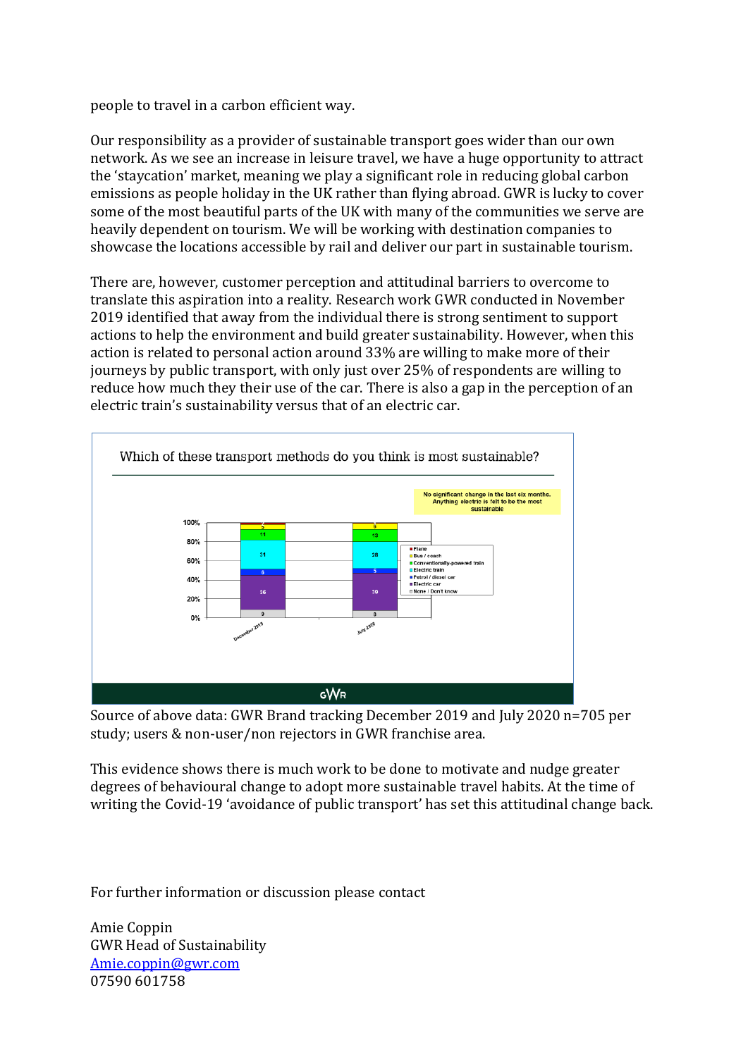people to travel in a carbon efficient way.

Our responsibility as a provider of sustainable transport goes wider than our own network. As we see an increase in leisure travel, we have a huge opportunity to attract the 'staycation' market, meaning we play a significant role in reducing global carbon emissions as people holiday in the UK rather than flying abroad. GWR is lucky to cover some of the most beautiful parts of the UK with many of the communities we serve are heavily dependent on tourism. We will be working with destination companies to showcase the locations accessible by rail and deliver our part in sustainable tourism.

There are, however, customer perception and attitudinal barriers to overcome to translate this aspiration into a reality. Research work GWR conducted in November 2019 identified that away from the individual there is strong sentiment to support actions to help the environment and build greater sustainability. However, when this action is related to personal action around 33% are willing to make more of their journeys by public transport, with only just over 25% of respondents are willing to reduce how much they their use of the car. There is also a gap in the perception of an electric train's sustainability versus that of an electric car.

Which of these transport methods do you think is most sustainable?

No significant change in the last six months. Anything electric is felt to be the most sustainable

100%
80%
60%
40%
20%
0%

December 2019: 9, 36, 6, 31, 11, 5, 2
July 2020: 8, 39, 5, 28, 13, 6

Plane
Bus / coach
Conventionally-powered train
Electric train
Petrol / diesel car
Electric car
None / Don't know

GWR

Source of above data: GWR Brand tracking December 2019 and July 2020 n=705 per study; users & non-user/non rejectors in GWR franchise area.

This evidence shows there is much work to be done to motivate and nudge greater degrees of behavioural change to adopt more sustainable travel habits. At the time of writing the Covid-19 'avoidance of public transport' has set this attitudinal change back.

For further information or discussion please contact

Amie Coppin
GWR Head of Sustainability
Amie.coppin@gwr.com
07590 601758